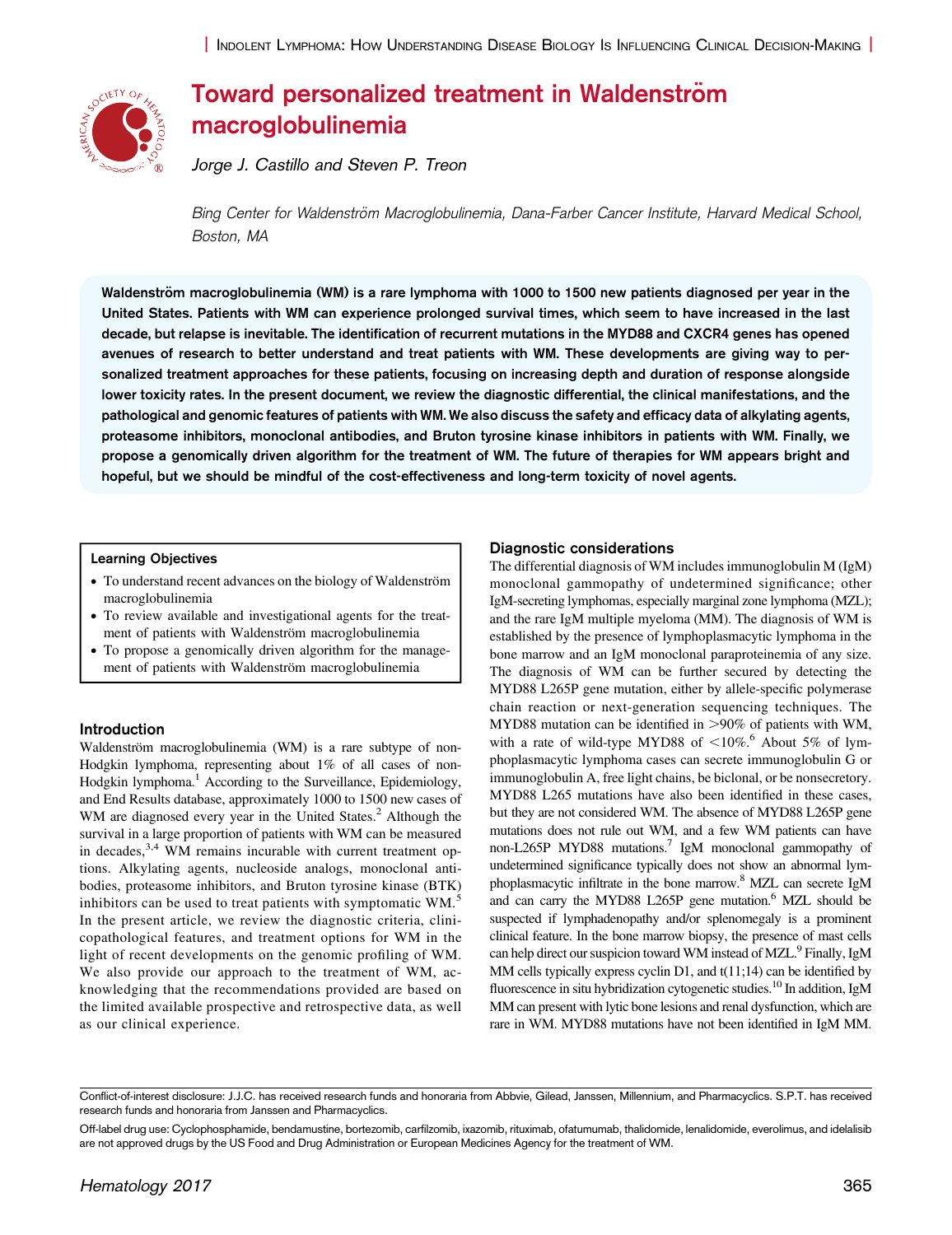# Toward personalized treatment in Waldenström macroglobulinemia

*Jorge J. Castillo and Steven P. Treon*

*Bing Center for Waldenström Macroglobulinemia, Dana-Farber Cancer Institute, Harvard Medical School, Boston, MA*

**Waldenström macroglobulinemia (WM) is a rare lymphoma with 1000 to 1500 new patients diagnosed per year in the United States. Patients with WM can experience prolonged survival times, which seem to have increased in the last decade, but relapse is inevitable. The identification of recurrent mutations in the MYD88 and CXCR4 genes has opened avenues of research to better understand and treat patients with WM. These developments are giving way to personalized treatment approaches for these patients, focusing on increasing depth and duration of response alongside lower toxicity rates. In the present document, we review the diagnostic differential, the clinical manifestations, and the pathological and genomic features of patients with WM. We also discuss the safety and efficacy data of alkylating agents, proteasome inhibitors, monoclonal antibodies, and Bruton tyrosine kinase inhibitors in patients with WM. Finally, we propose a genomically driven algorithm for the treatment of WM. The future of therapies for WM appears bright and hopeful, but we should be mindful of the cost-effectiveness and long-term toxicity of novel agents.**

### Learning Objectives

- To understand recent advances on the biology of Waldenström macroglobulinemia
- To review available and investigational agents for the treatment of patients with Waldenström macroglobulinemia
- To propose a genomically driven algorithm for the management of patients with Waldenström macroglobulinemia

## Introduction

Waldenström macroglobulinemia (WM) is a rare subtype of non-Hodgkin lymphoma, representing about 1% of all cases of non-Hodgkin lymphoma.[1] According to the Surveillance, Epidemiology, and End Results database, approximately 1000 to 1500 new cases of WM are diagnosed every year in the United States.[2] Although the survival in a large proportion of patients with WM can be measured in decades,[3,4] WM remains incurable with current treatment options. Alkylating agents, nucleoside analogs, monoclonal antibodies, proteasome inhibitors, and Bruton tyrosine kinase (BTK) inhibitors can be used to treat patients with symptomatic WM.[5] In the present article, we review the diagnostic criteria, clinicopathological features, and treatment options for WM in the light of recent developments on the genomic profiling of WM. We also provide our approach to the treatment of WM, acknowledging that the recommendations provided are based on the limited available prospective and retrospective data, as well as our clinical experience.

## Diagnostic considerations

The differential diagnosis of WM includes immunoglobulin M (IgM) monoclonal gammopathy of undetermined significance; other IgM-secreting lymphomas, especially marginal zone lymphoma (MZL); and the rare IgM multiple myeloma (MM). The diagnosis of WM is established by the presence of lymphoplasmacytic lymphoma in the bone marrow and an IgM monoclonal paraproteinemia of any size. The diagnosis of WM can be further secured by detecting the MYD88 L265P gene mutation, either by allele-specific polymerase chain reaction or next-generation sequencing techniques. The MYD88 mutation can be identified in >90% of patients with WM, with a rate of wild-type MYD88 of <10%.[6] About 5% of lymphoplasmacytic lymphoma cases can secrete immunoglobulin G or immunoglobulin A, free light chains, be biclonal, or be nonsecretory. MYD88 L265 mutations have also been identified in these cases, but they are not considered WM. The absence of MYD88 L265P gene mutations does not rule out WM, and a few WM patients can have non-L265P MYD88 mutations.[7] IgM monoclonal gammopathy of undetermined significance typically does not show an abnormal lymphoplasmacytic infiltrate in the bone marrow.[8] MZL can secrete IgM and can carry the MYD88 L265P gene mutation.[6] MZL should be suspected if lymphadenopathy and/or splenomegaly is a prominent clinical feature. In the bone marrow biopsy, the presence of mast cells can help direct our suspicion toward WM instead of MZL.[9] Finally, IgM MM cells typically express cyclin D1, and t(11;14) can be identified by fluorescence in situ hybridization cytogenetic studies.[10] In addition, IgM MM can present with lytic bone lesions and renal dysfunction, which are rare in WM. MYD88 mutations have not been identified in IgM MM.

Conflict-of-interest disclosure: J.J.C. has received research funds and honoraria from Abbvie, Gilead, Janssen, Millennium, and Pharmacyclics. S.P.T. has received research funds and honoraria from Janssen and Pharmacyclics.

Off-label drug use: Cyclophosphamide, bendamustine, bortezomib, carfilzomib, ixazomib, rituximab, ofatumumab, thalidomide, lenalidomide, everolimus, and idelalisib are not approved drugs by the US Food and Drug Administration or European Medicines Agency for the treatment of WM.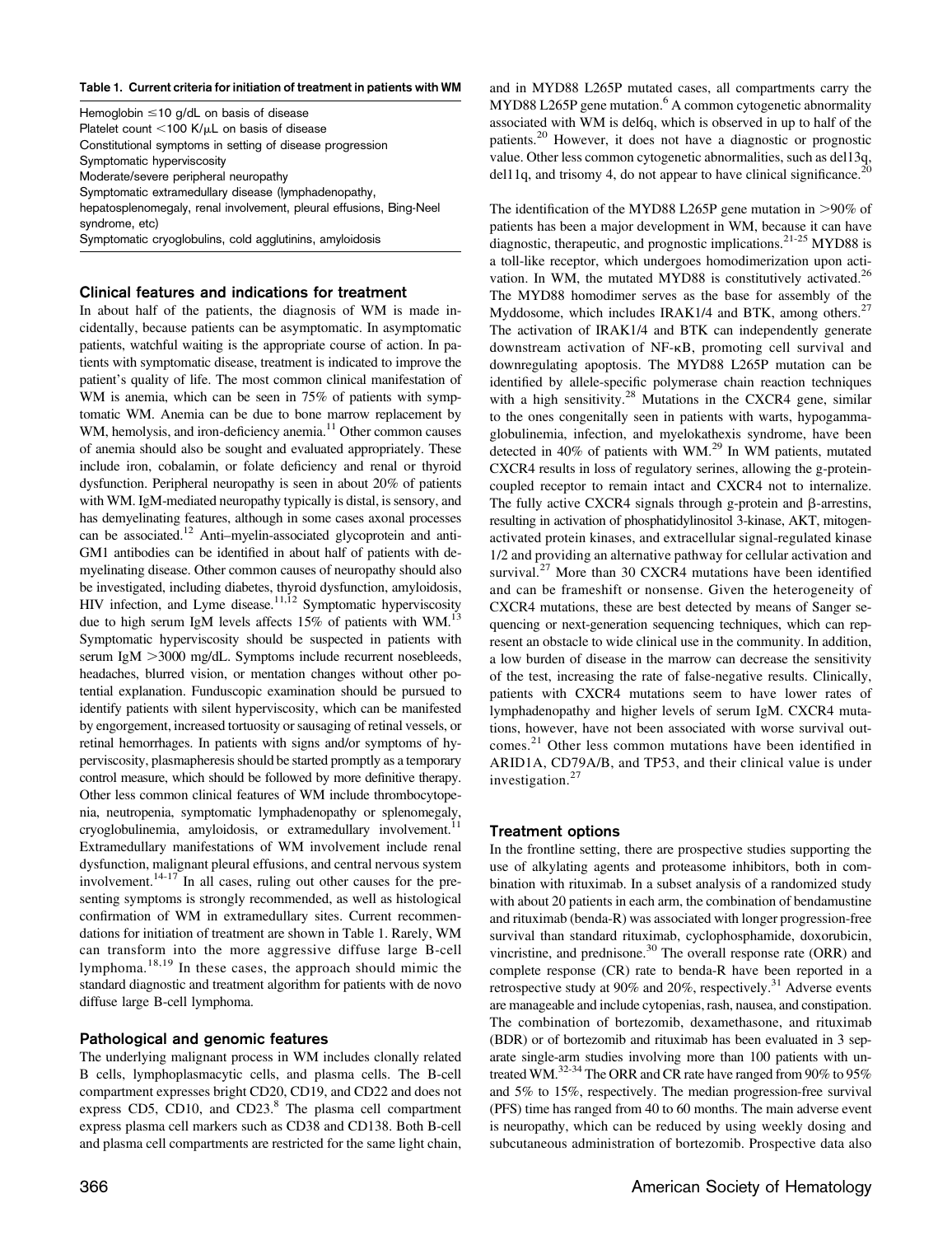**Table 1. Current criteria for initiation of treatment in patients with WM**

| Criteria |
|---|
| Hemoglobin ≤10 g/dL on basis of disease |
| Platelet count <100 K/μL on basis of disease |
| Constitutional symptoms in setting of disease progression |
| Symptomatic hyperviscosity |
| Moderate/severe peripheral neuropathy |
| Symptomatic extramedullary disease (lymphadenopathy, hepatosplenomegaly, renal involvement, pleural effusions, Bing-Neel syndrome, etc) |
| Symptomatic cryoglobulins, cold agglutinins, amyloidosis |

## Clinical features and indications for treatment

In about half of the patients, the diagnosis of WM is made incidentally, because patients can be asymptomatic. In asymptomatic patients, watchful waiting is the appropriate course of action. In patients with symptomatic disease, treatment is indicated to improve the patient's quality of life. The most common clinical manifestation of WM is anemia, which can be seen in 75% of patients with symptomatic WM. Anemia can be due to bone marrow replacement by WM, hemolysis, and iron-deficiency anemia.[11] Other common causes of anemia should also be sought and evaluated appropriately. These include iron, cobalamin, or folate deficiency and renal or thyroid dysfunction. Peripheral neuropathy is seen in about 20% of patients with WM. IgM-mediated neuropathy typically is distal, is sensory, and has demyelinating features, although in some cases axonal processes can be associated.[12] Anti–myelin-associated glycoprotein and anti-GM1 antibodies can be identified in about half of patients with demyelinating disease. Other common causes of neuropathy should also be investigated, including diabetes, thyroid dysfunction, amyloidosis, HIV infection, and Lyme disease.[11,12] Symptomatic hyperviscosity due to high serum IgM levels affects 15% of patients with WM.[13] Symptomatic hyperviscosity should be suspected in patients with serum IgM >3000 mg/dL. Symptoms include recurrent nosebleeds, headaches, blurred vision, or mentation changes without other potential explanation. Funduscopic examination should be pursued to identify patients with silent hyperviscosity, which can be manifested by engorgement, increased tortuosity or sausaging of retinal vessels, or retinal hemorrhages. In patients with signs and/or symptoms of hyperviscosity, plasmapheresis should be started promptly as a temporary control measure, which should be followed by more definitive therapy. Other less common clinical features of WM include thrombocytopenia, neutropenia, symptomatic lymphadenopathy or splenomegaly, cryoglobulinemia, amyloidosis, or extramedullary involvement.[11] Extramedullary manifestations of WM involvement include renal dysfunction, malignant pleural effusions, and central nervous system involvement.[14-17] In all cases, ruling out other causes for the presenting symptoms is strongly recommended, as well as histological confirmation of WM in extramedullary sites. Current recommendations for initiation of treatment are shown in Table 1. Rarely, WM can transform into the more aggressive diffuse large B-cell lymphoma.[18,19] In these cases, the approach should mimic the standard diagnostic and treatment algorithm for patients with de novo diffuse large B-cell lymphoma.

## Pathological and genomic features

The underlying malignant process in WM includes clonally related B cells, lymphoplasmacytic cells, and plasma cells. The B-cell compartment expresses bright CD20, CD19, and CD22 and does not express CD5, CD10, and CD23.[8] The plasma cell compartment express plasma cell markers such as CD38 and CD138. Both B-cell and plasma cell compartments are restricted for the same light chain, and in MYD88 L265P mutated cases, all compartments carry the MYD88 L265P gene mutation.[6] A common cytogenetic abnormality associated with WM is del6q, which is observed in up to half of the patients.[20] However, it does not have a diagnostic or prognostic value. Other less common cytogenetic abnormalities, such as del13q, del11q, and trisomy 4, do not appear to have clinical significance.[20]

The identification of the MYD88 L265P gene mutation in >90% of patients has been a major development in WM, because it can have diagnostic, therapeutic, and prognostic implications.[21-25] MYD88 is a toll-like receptor, which undergoes homodimerization upon activation. In WM, the mutated MYD88 is constitutively activated.[26] The MYD88 homodimer serves as the base for assembly of the Myddosome, which includes IRAK1/4 and BTK, among others.[27] The activation of IRAK1/4 and BTK can independently generate downstream activation of NF-κB, promoting cell survival and downregulating apoptosis. The MYD88 L265P mutation can be identified by allele-specific polymerase chain reaction techniques with a high sensitivity.[28] Mutations in the CXCR4 gene, similar to the ones congenitally seen in patients with warts, hypogammaglobulinemia, infection, and myelokathexis syndrome, have been detected in 40% of patients with WM.[29] In WM patients, mutated CXCR4 results in loss of regulatory serines, allowing the g-protein-coupled receptor to remain intact and CXCR4 not to internalize. The fully active CXCR4 signals through g-protein and β-arrestins, resulting in activation of phosphatidylinositol 3-kinase, AKT, mitogen-activated protein kinases, and extracellular signal-regulated kinase 1/2 and providing an alternative pathway for cellular activation and survival.[27] More than 30 CXCR4 mutations have been identified and can be frameshift or nonsense. Given the heterogeneity of CXCR4 mutations, these are best detected by means of Sanger sequencing or next-generation sequencing techniques, which can represent an obstacle to wide clinical use in the community. In addition, a low burden of disease in the marrow can decrease the sensitivity of the test, increasing the rate of false-negative results. Clinically, patients with CXCR4 mutations seem to have lower rates of lymphadenopathy and higher levels of serum IgM. CXCR4 mutations, however, have not been associated with worse survival outcomes.[21] Other less common mutations have been identified in ARID1A, CD79A/B, and TP53, and their clinical value is under investigation.[27]

## Treatment options

In the frontline setting, there are prospective studies supporting the use of alkylating agents and proteasome inhibitors, both in combination with rituximab. In a subset analysis of a randomized study with about 20 patients in each arm, the combination of bendamustine and rituximab (benda-R) was associated with longer progression-free survival than standard rituximab, cyclophosphamide, doxorubicin, vincristine, and prednisone.[30] The overall response rate (ORR) and complete response (CR) rate to benda-R have been reported in a retrospective study at 90% and 20%, respectively.[31] Adverse events are manageable and include cytopenias, rash, nausea, and constipation. The combination of bortezomib, dexamethasone, and rituximab (BDR) or of bortezomib and rituximab has been evaluated in 3 separate single-arm studies involving more than 100 patients with untreated WM.[32-34] The ORR and CR rate have ranged from 90% to 95% and 5% to 15%, respectively. The median progression-free survival (PFS) time has ranged from 40 to 60 months. The main adverse event is neuropathy, which can be reduced by using weekly dosing and subcutaneous administration of bortezomib. Prospective data also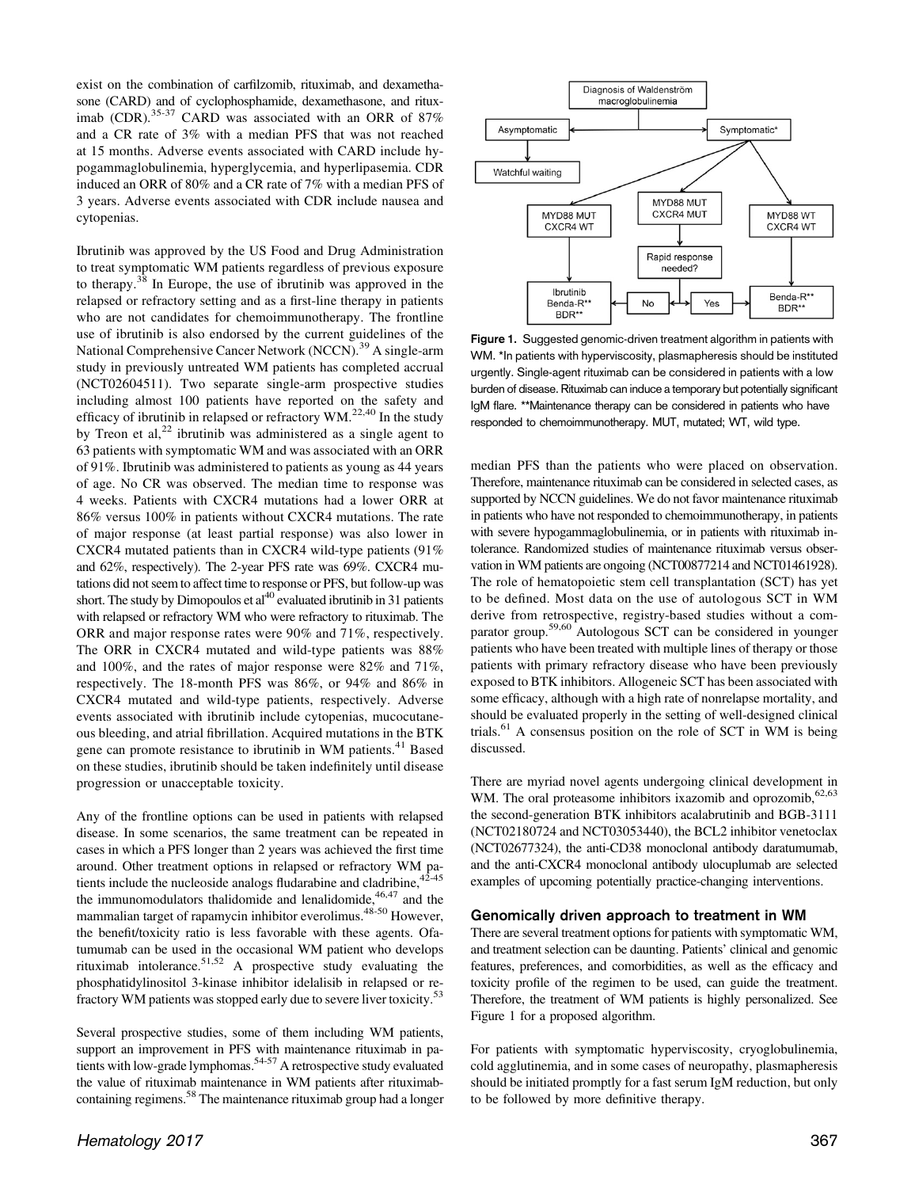exist on the combination of carfilzomib, rituximab, and dexamethasone (CARD) and of cyclophosphamide, dexamethasone, and rituximab (CDR).[35-37] CARD was associated with an ORR of 87% and a CR rate of 3% with a median PFS that was not reached at 15 months. Adverse events associated with CARD include hypogammaglobulinemia, hyperglycemia, and hyperlipasemia. CDR induced an ORR of 80% and a CR rate of 7% with a median PFS of 3 years. Adverse events associated with CDR include nausea and cytopenias.

Ibrutinib was approved by the US Food and Drug Administration to treat symptomatic WM patients regardless of previous exposure to therapy.[38] In Europe, the use of ibrutinib was approved in the relapsed or refractory setting and as a first-line therapy in patients who are not candidates for chemoimmunotherapy. The frontline use of ibrutinib is also endorsed by the current guidelines of the National Comprehensive Cancer Network (NCCN).[39] A single-arm study in previously untreated WM patients has completed accrual (NCT02604511). Two separate single-arm prospective studies including almost 100 patients have reported on the safety and efficacy of ibrutinib in relapsed or refractory WM.[22,40] In the study by Treon et al,[22] ibrutinib was administered as a single agent to 63 patients with symptomatic WM and was associated with an ORR of 91%. Ibrutinib was administered to patients as young as 44 years of age. No CR was observed. The median time to response was 4 weeks. Patients with CXCR4 mutations had a lower ORR at 86% versus 100% in patients without CXCR4 mutations. The rate of major response (at least partial response) was also lower in CXCR4 mutated patients than in CXCR4 wild-type patients (91% and 62%, respectively). The 2-year PFS rate was 69%. CXCR4 mutations did not seem to affect time to response or PFS, but follow-up was short. The study by Dimopoulos et al[40] evaluated ibrutinib in 31 patients with relapsed or refractory WM who were refractory to rituximab. The ORR and major response rates were 90% and 71%, respectively. The ORR in CXCR4 mutated and wild-type patients was 88% and 100%, and the rates of major response were 82% and 71%, respectively. The 18-month PFS was 86%, or 94% and 86% in CXCR4 mutated and wild-type patients, respectively. Adverse events associated with ibrutinib include cytopenias, mucocutaneous bleeding, and atrial fibrillation. Acquired mutations in the BTK gene can promote resistance to ibrutinib in WM patients.[41] Based on these studies, ibrutinib should be taken indefinitely until disease progression or unacceptable toxicity.

Any of the frontline options can be used in patients with relapsed disease. In some scenarios, the same treatment can be repeated in cases in which a PFS longer than 2 years was achieved the first time around. Other treatment options in relapsed or refractory WM patients include the nucleoside analogs fludarabine and cladribine,[42-45] the immunomodulators thalidomide and lenalidomide,[46,47] and the mammalian target of rapamycin inhibitor everolimus.[48-50] However, the benefit/toxicity ratio is less favorable with these agents. Ofatumumab can be used in the occasional WM patient who develops rituximab intolerance.[51,52] A prospective study evaluating the phosphatidylinositol 3-kinase inhibitor idelalisib in relapsed or refractory WM patients was stopped early due to severe liver toxicity.[53]

Several prospective studies, some of them including WM patients, support an improvement in PFS with maintenance rituximab in patients with low-grade lymphomas.[54-57] A retrospective study evaluated the value of rituximab maintenance in WM patients after rituximab-containing regimens.[58] The maintenance rituximab group had a longer median PFS than the patients who were placed on observation. Therefore, maintenance rituximab can be considered in selected cases, as supported by NCCN guidelines. We do not favor maintenance rituximab in patients who have not responded to chemoimmunotherapy, in patients with severe hypogammaglobulinemia, or in patients with rituximab intolerance. Randomized studies of maintenance rituximab versus observation in WM patients are ongoing (NCT00877214 and NCT01461928). The role of hematopoietic stem cell transplantation (SCT) has yet to be defined. Most data on the use of autologous SCT in WM derive from retrospective, registry-based studies without a comparator group.[59,60] Autologous SCT can be considered in younger patients who have been treated with multiple lines of therapy or those patients with primary refractory disease who have been previously exposed to BTK inhibitors. Allogeneic SCT has been associated with some efficacy, although with a high rate of nonrelapse mortality, and should be evaluated properly in the setting of well-designed clinical trials.[61] A consensus position on the role of SCT in WM is being discussed.

There are myriad novel agents undergoing clinical development in WM. The oral proteasome inhibitors ixazomib and oprozomib,[62,63] the second-generation BTK inhibitors acalabrutinib and BGB-3111 (NCT02180724 and NCT03053440), the BCL2 inhibitor venetoclax (NCT02677324), the anti-CD38 monoclonal antibody daratumumab, and the anti-CXCR4 monoclonal antibody ulocuplumab are selected examples of upcoming potentially practice-changing interventions.

Figure 1. Suggested genomic-driven treatment algorithm in patients with WM. *In patients with hyperviscosity, plasmapheresis should be instituted urgently. Single-agent rituximab can be considered in patients with a low burden of disease. Rituximab can induce a temporary but potentially significant IgM flare. **Maintenance therapy can be considered in patients who have responded to chemoimmunotherapy. MUT, mutated; WT, wild type.

## Genomically driven approach to treatment in WM

There are several treatment options for patients with symptomatic WM, and treatment selection can be daunting. Patients' clinical and genomic features, preferences, and comorbidities, as well as the efficacy and toxicity profile of the regimen to be used, can guide the treatment. Therefore, the treatment of WM patients is highly personalized. See Figure 1 for a proposed algorithm.

For patients with symptomatic hyperviscosity, cryoglobulinemia, cold agglutinemia, and in some cases of neuropathy, plasmapheresis should be initiated promptly for a fast serum IgM reduction, but only to be followed by more definitive therapy.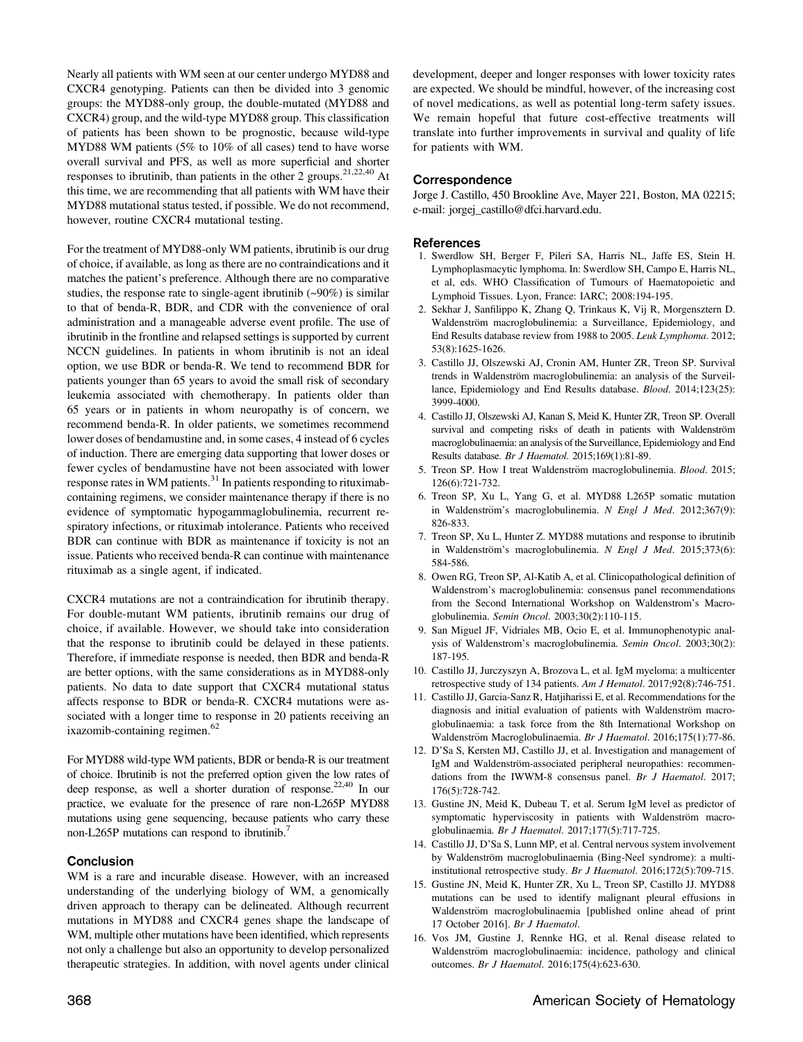Nearly all patients with WM seen at our center undergo MYD88 and CXCR4 genotyping. Patients can then be divided into 3 genomic groups: the MYD88-only group, the double-mutated (MYD88 and CXCR4) group, and the wild-type MYD88 group. This classification of patients has been shown to be prognostic, because wild-type MYD88 WM patients (5% to 10% of all cases) tend to have worse overall survival and PFS, as well as more superficial and shorter responses to ibrutinib, than patients in the other 2 groups.[21,22,40] At this time, we are recommending that all patients with WM have their MYD88 mutational status tested, if possible. We do not recommend, however, routine CXCR4 mutational testing.

For the treatment of MYD88-only WM patients, ibrutinib is our drug of choice, if available, as long as there are no contraindications and it matches the patient's preference. Although there are no comparative studies, the response rate to single-agent ibrutinib (~90%) is similar to that of benda-R, BDR, and CDR with the convenience of oral administration and a manageable adverse event profile. The use of ibrutinib in the frontline and relapsed settings is supported by current NCCN guidelines. In patients in whom ibrutinib is not an ideal option, we use BDR or benda-R. We tend to recommend BDR for patients younger than 65 years to avoid the small risk of secondary leukemia associated with chemotherapy. In patients older than 65 years or in patients in whom neuropathy is of concern, we recommend benda-R. In older patients, we sometimes recommend lower doses of bendamustine and, in some cases, 4 instead of 6 cycles of induction. There are emerging data supporting that lower doses or fewer cycles of bendamustine have not been associated with lower response rates in WM patients.[31] In patients responding to rituximab-containing regimens, we consider maintenance therapy if there is no evidence of symptomatic hypogammaglobulinemia, recurrent respiratory infections, or rituximab intolerance. Patients who received BDR can continue with BDR as maintenance if toxicity is not an issue. Patients who received benda-R can continue with maintenance rituximab as a single agent, if indicated.

CXCR4 mutations are not a contraindication for ibrutinib therapy. For double-mutant WM patients, ibrutinib remains our drug of choice, if available. However, we should take into consideration that the response to ibrutinib could be delayed in these patients. Therefore, if immediate response is needed, then BDR and benda-R are better options, with the same considerations as in MYD88-only patients. No data to date support that CXCR4 mutational status affects response to BDR or benda-R. CXCR4 mutations were associated with a longer time to response in 20 patients receiving an ixazomib-containing regimen.[62]

For MYD88 wild-type WM patients, BDR or benda-R is our treatment of choice. Ibrutinib is not the preferred option given the low rates of deep response, as well a shorter duration of response.[22,40] In our practice, we evaluate for the presence of rare non-L265P MYD88 mutations using gene sequencing, because patients who carry these non-L265P mutations can respond to ibrutinib.[7]

## Conclusion

WM is a rare and incurable disease. However, with an increased understanding of the underlying biology of WM, a genomically driven approach to therapy can be delineated. Although recurrent mutations in MYD88 and CXCR4 genes shape the landscape of WM, multiple other mutations have been identified, which represents not only a challenge but also an opportunity to develop personalized therapeutic strategies. In addition, with novel agents under clinical development, deeper and longer responses with lower toxicity rates are expected. We should be mindful, however, of the increasing cost of novel medications, as well as potential long-term safety issues. We remain hopeful that future cost-effective treatments will translate into further improvements in survival and quality of life for patients with WM.

## Correspondence

Jorge J. Castillo, 450 Brookline Ave, Mayer 221, Boston, MA 02215; e-mail: jorgej_castillo@dfci.harvard.edu.

## References

1. Swerdlow SH, Berger F, Pileri SA, Harris NL, Jaffe ES, Stein H. Lymphoplasmacytic lymphoma. In: Swerdlow SH, Campo E, Harris NL, et al, eds. WHO Classification of Tumours of Haematopoietic and Lymphoid Tissues. Lyon, France: IARC; 2008:194-195.
2. Sekhar J, Sanfilippo K, Zhang Q, Trinkaus K, Vij R, Morgensztern D. Waldenström macroglobulinemia: a Surveillance, Epidemiology, and End Results database review from 1988 to 2005. *Leuk Lymphoma*. 2012; 53(8):1625-1626.
3. Castillo JJ, Olszewski AJ, Cronin AM, Hunter ZR, Treon SP. Survival trends in Waldenström macroglobulinemia: an analysis of the Surveillance, Epidemiology and End Results database. *Blood*. 2014;123(25): 3999-4000.
4. Castillo JJ, Olszewski AJ, Kanan S, Meid K, Hunter ZR, Treon SP. Overall survival and competing risks of death in patients with Waldenström macroglobulinaemia: an analysis of the Surveillance, Epidemiology and End Results database. *Br J Haematol*. 2015;169(1):81-89.
5. Treon SP. How I treat Waldenström macroglobulinemia. *Blood*. 2015; 126(6):721-732.
6. Treon SP, Xu L, Yang G, et al. MYD88 L265P somatic mutation in Waldenström's macroglobulinemia. *N Engl J Med*. 2012;367(9): 826-833.
7. Treon SP, Xu L, Hunter Z. MYD88 mutations and response to ibrutinib in Waldenström's macroglobulinemia. *N Engl J Med*. 2015;373(6): 584-586.
8. Owen RG, Treon SP, Al-Katib A, et al. Clinicopathological definition of Waldenstrom's macroglobulinemia: consensus panel recommendations from the Second International Workshop on Waldenstrom's Macroglobulinemia. *Semin Oncol*. 2003;30(2):110-115.
9. San Miguel JF, Vidriales MB, Ocio E, et al. Immunophenotypic analysis of Waldenstrom's macroglobulinemia. *Semin Oncol*. 2003;30(2): 187-195.
10. Castillo JJ, Jurczyszyn A, Brozova L, et al. IgM myeloma: a multicenter retrospective study of 134 patients. *Am J Hematol*. 2017;92(8):746-751.
11. Castillo JJ, Garcia-Sanz R, Hatjiharissi E, et al. Recommendations for the diagnosis and initial evaluation of patients with Waldenström macroglobulinaemia: a task force from the 8th International Workshop on Waldenström Macroglobulinaemia. *Br J Haematol*. 2016;175(1):77-86.
12. D'Sa S, Kersten MJ, Castillo JJ, et al. Investigation and management of IgM and Waldenström-associated peripheral neuropathies: recommendations from the IWWM-8 consensus panel. *Br J Haematol*. 2017; 176(5):728-742.
13. Gustine JN, Meid K, Dubeau T, et al. Serum IgM level as predictor of symptomatic hyperviscosity in patients with Waldenström macroglobulinaemia. *Br J Haematol*. 2017;177(5):717-725.
14. Castillo JJ, D'Sa S, Lunn MP, et al. Central nervous system involvement by Waldenström macroglobulinaemia (Bing-Neel syndrome): a multi-institutional retrospective study. *Br J Haematol*. 2016;172(5):709-715.
15. Gustine JN, Meid K, Hunter ZR, Xu L, Treon SP, Castillo JJ. MYD88 mutations can be used to identify malignant pleural effusions in Waldenström macroglobulinaemia [published online ahead of print 17 October 2016]. *Br J Haematol*.
16. Vos JM, Gustine J, Rennke HG, et al. Renal disease related to Waldenström macroglobulinaemia: incidence, pathology and clinical outcomes. *Br J Haematol*. 2016;175(4):623-630.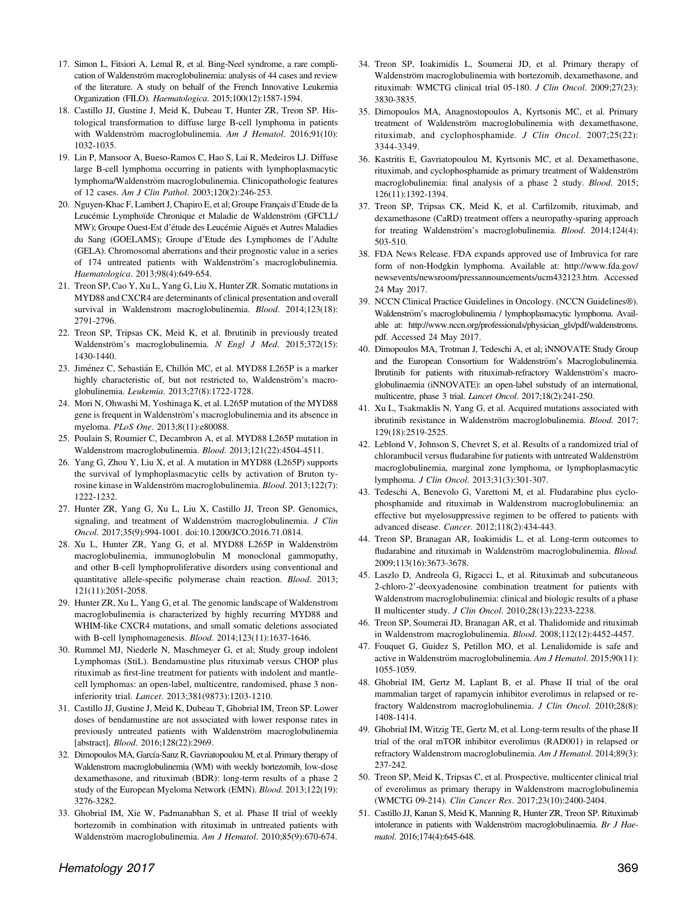17. Simon L, Fitsiori A, Lemal R, et al. Bing-Neel syndrome, a rare complication of Waldenström macroglobulinemia: analysis of 44 cases and review of the literature. A study on behalf of the French Innovative Leukemia Organization (FILO). *Haematologica*. 2015;100(12):1587-1594.
18. Castillo JJ, Gustine J, Meid K, Dubeau T, Hunter ZR, Treon SP. Histological transformation to diffuse large B-cell lymphoma in patients with Waldenström macroglobulinemia. *Am J Hematol*. 2016;91(10): 1032-1035.
19. Lin P, Mansoor A, Bueso-Ramos C, Hao S, Lai R, Medeiros LJ. Diffuse large B-cell lymphoma occurring in patients with lymphoplasmacytic lymphoma/Waldenström macroglobulinemia. Clinicopathologic features of 12 cases. *Am J Clin Pathol*. 2003;120(2):246-253.
20. Nguyen-Khac F, Lambert J, Chapiro E, et al; Groupe Français d'Etude de la Leucémie Lymphoïde Chronique et Maladie de Waldenström (GFCLL/MW); Groupe Ouest-Est d'étude des Leucémie Aiguës et Autres Maladies du Sang (GOELAMS); Groupe d'Etude des Lymphomes de l'Adulte (GELA). Chromosomal aberrations and their prognostic value in a series of 174 untreated patients with Waldenström's macroglobulinemia. *Haematologica*. 2013;98(4):649-654.
21. Treon SP, Cao Y, Xu L, Yang G, Liu X, Hunter ZR. Somatic mutations in MYD88 and CXCR4 are determinants of clinical presentation and overall survival in Waldenstrom macroglobulinemia. *Blood*. 2014;123(18): 2791-2796.
22. Treon SP, Tripsas CK, Meid K, et al. Ibrutinib in previously treated Waldenström's macroglobulinemia. *N Engl J Med*. 2015;372(15): 1430-1440.
23. Jiménez C, Sebastián E, Chillón MC, et al. MYD88 L265P is a marker highly characteristic of, but not restricted to, Waldenström's macroglobulinemia. *Leukemia*. 2013;27(8):1722-1728.
24. Mori N, Ohwashi M, Yoshinaga K, et al. L265P mutation of the MYD88 gene is frequent in Waldenström's macroglobulinemia and its absence in myeloma. *PLoS One*. 2013;8(11):e80088.
25. Poulain S, Roumier C, Decambron A, et al. MYD88 L265P mutation in Waldenstrom macroglobulinemia. *Blood*. 2013;121(22):4504-4511.
26. Yang G, Zhou Y, Liu X, et al. A mutation in MYD88 (L265P) supports the survival of lymphoplasmacytic cells by activation of Bruton tyrosine kinase in Waldenström macroglobulinemia. *Blood*. 2013;122(7): 1222-1232.
27. Hunter ZR, Yang G, Xu L, Liu X, Castillo JJ, Treon SP. Genomics, signaling, and treatment of Waldenström macroglobulinemia. *J Clin Oncol*. 2017;35(9):994-1001. doi:10.1200/JCO.2016.71.0814.
28. Xu L, Hunter ZR, Yang G, et al. MYD88 L265P in Waldenström macroglobulinemia, immunoglobulin M monoclonal gammopathy, and other B-cell lymphoproliferative disorders using conventional and quantitative allele-specific polymerase chain reaction. *Blood*. 2013; 121(11):2051-2058.
29. Hunter ZR, Xu L, Yang G, et al. The genomic landscape of Waldenstrom macroglobulinemia is characterized by highly recurring MYD88 and WHIM-like CXCR4 mutations, and small somatic deletions associated with B-cell lymphomagenesis. *Blood*. 2014;123(11):1637-1646.
30. Rummel MJ, Niederle N, Maschmeyer G, et al; Study group indolent Lymphomas (StiL). Bendamustine plus rituximab versus CHOP plus rituximab as first-line treatment for patients with indolent and mantle-cell lymphomas: an open-label, multicentre, randomised, phase 3 non-inferiority trial. *Lancet*. 2013;381(9873):1203-1210.
31. Castillo JJ, Gustine J, Meid K, Dubeau T, Ghobrial IM, Treon SP. Lower doses of bendamustine are not associated with lower response rates in previously untreated patients with Waldenström macroglobulinemia [abstract]. *Blood*. 2016;128(22):2969.
32. Dimopoulos MA, García-Sanz R, Gavriatopoulou M, et al. Primary therapy of Waldenstrom macroglobulinemia (WM) with weekly bortezomib, low-dose dexamethasone, and rituximab (BDR): long-term results of a phase 2 study of the European Myeloma Network (EMN). *Blood*. 2013;122(19): 3276-3282.
33. Ghobrial IM, Xie W, Padmanabhan S, et al. Phase II trial of weekly bortezomib in combination with rituximab in untreated patients with Waldenström macroglobulinemia. *Am J Hematol*. 2010;85(9):670-674.
34. Treon SP, Ioakimidis L, Soumerai JD, et al. Primary therapy of Waldenström macroglobulinemia with bortezomib, dexamethasone, and rituximab: WMCTG clinical trial 05-180. *J Clin Oncol*. 2009;27(23): 3830-3835.
35. Dimopoulos MA, Anagnostopoulos A, Kyrtsonis MC, et al. Primary treatment of Waldenström macroglobulinemia with dexamethasone, rituximab, and cyclophosphamide. *J Clin Oncol*. 2007;25(22): 3344-3349.
36. Kastritis E, Gavriatopoulou M, Kyrtsonis MC, et al. Dexamethasone, rituximab, and cyclophosphamide as primary treatment of Waldenström macroglobulinemia: final analysis of a phase 2 study. *Blood*. 2015; 126(11):1392-1394.
37. Treon SP, Tripsas CK, Meid K, et al. Carfilzomib, rituximab, and dexamethasone (CaRD) treatment offers a neuropathy-sparing approach for treating Waldenström's macroglobulinemia. *Blood*. 2014;124(4): 503-510.
38. FDA News Release. FDA expands approved use of Imbruvica for rare form of non-Hodgkin lymphoma. Available at: http://www.fda.gov/newsevents/newsroom/pressannouncements/ucm432123.htm. Accessed 24 May 2017.
39. NCCN Clinical Practice Guidelines in Oncology. (NCCN Guidelines®). Waldenström's macroglobulinemia / lymphoplasmacytic lymphoma. Available at: http://www.nccn.org/professionals/physician_gls/pdf/waldenstroms.pdf. Accessed 24 May 2017.
40. Dimopoulos MA, Trotman J, Tedeschi A, et al; iNNOVATE Study Group and the European Consortium for Waldenström's Macroglobulinemia. Ibrutinib for patients with rituximab-refractory Waldenström's macroglobulinaemia (iNNOVATE): an open-label substudy of an international, multicentre, phase 3 trial. *Lancet Oncol*. 2017;18(2):241-250.
41. Xu L, Tsakmaklis N, Yang G, et al. Acquired mutations associated with ibrutinib resistance in Waldenström macroglobulinemia. *Blood*. 2017; 129(18):2519-2525.
42. Leblond V, Johnson S, Chevret S, et al. Results of a randomized trial of chlorambucil versus fludarabine for patients with untreated Waldenström macroglobulinemia, marginal zone lymphoma, or lymphoplasmacytic lymphoma. *J Clin Oncol*. 2013;31(3):301-307.
43. Tedeschi A, Benevolo G, Varettoni M, et al. Fludarabine plus cyclophosphamide and rituximab in Waldenstrom macroglobulinemia: an effective but myelosuppressive regimen to be offered to patients with advanced disease. *Cancer*. 2012;118(2):434-443.
44. Treon SP, Branagan AR, Ioakimidis L, et al. Long-term outcomes to fludarabine and rituximab in Waldenström macroglobulinemia. *Blood*. 2009;113(16):3673-3678.
45. Laszlo D, Andreola G, Rigacci L, et al. Rituximab and subcutaneous 2-chloro-2′-deoxyadenosine combination treatment for patients with Waldenstrom macroglobulinemia: clinical and biologic results of a phase II multicenter study. *J Clin Oncol*. 2010;28(13):2233-2238.
46. Treon SP, Soumerai JD, Branagan AR, et al. Thalidomide and rituximab in Waldenstrom macroglobulinemia. *Blood*. 2008;112(12):4452-4457.
47. Fouquet G, Guidez S, Petillon MO, et al. Lenalidomide is safe and active in Waldenström macroglobulinemia. *Am J Hematol*. 2015;90(11): 1055-1059.
48. Ghobrial IM, Gertz M, Laplant B, et al. Phase II trial of the oral mammalian target of rapamycin inhibitor everolimus in relapsed or refractory Waldenstrom macroglobulinemia. *J Clin Oncol*. 2010;28(8): 1408-1414.
49. Ghobrial IM, Witzig TE, Gertz M, et al. Long-term results of the phase II trial of the oral mTOR inhibitor everolimus (RAD001) in relapsed or refractory Waldenstrom macroglobulinemia. *Am J Hematol*. 2014;89(3): 237-242.
50. Treon SP, Meid K, Tripsas C, et al. Prospective, multicenter clinical trial of everolimus as primary therapy in Waldenstrom macroglobulinemia (WMCTG 09-214). *Clin Cancer Res*. 2017;23(10):2400-2404.
51. Castillo JJ, Kanan S, Meid K, Manning R, Hunter ZR, Treon SP. Rituximab intolerance in patients with Waldenström macroglobulinaemia. *Br J Haematol*. 2016;174(4):645-648.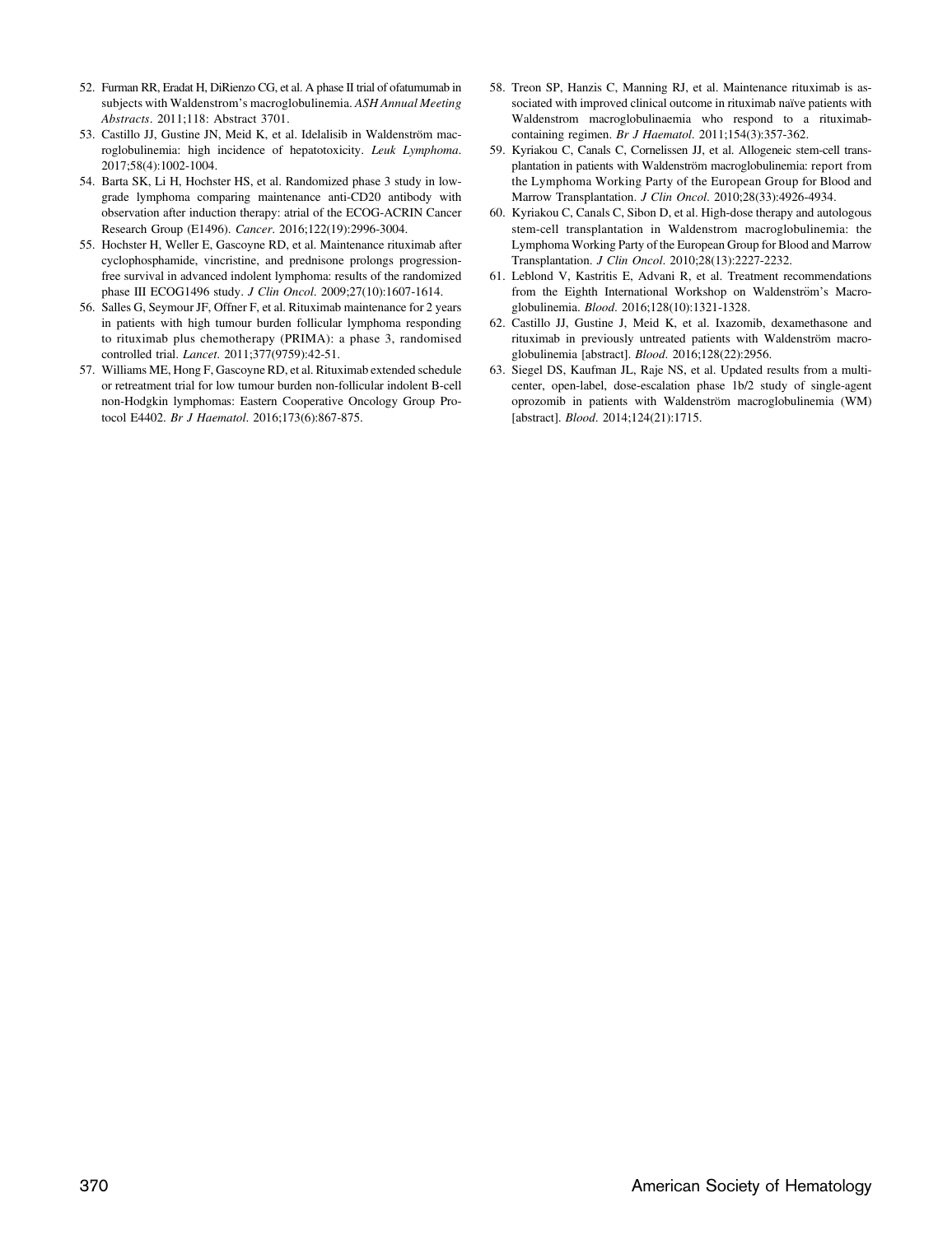52. Furman RR, Eradat H, DiRienzo CG, et al. A phase II trial of ofatumumab in subjects with Waldenstrom's macroglobulinemia. *ASH Annual Meeting Abstracts*. 2011;118: Abstract 3701.
53. Castillo JJ, Gustine JN, Meid K, et al. Idelalisib in Waldenström macroglobulinemia: high incidence of hepatotoxicity. *Leuk Lymphoma*. 2017;58(4):1002-1004.
54. Barta SK, Li H, Hochster HS, et al. Randomized phase 3 study in low-grade lymphoma comparing maintenance anti-CD20 antibody with observation after induction therapy: atrial of the ECOG-ACRIN Cancer Research Group (E1496). *Cancer*. 2016;122(19):2996-3004.
55. Hochster H, Weller E, Gascoyne RD, et al. Maintenance rituximab after cyclophosphamide, vincristine, and prednisone prolongs progression-free survival in advanced indolent lymphoma: results of the randomized phase III ECOG1496 study. *J Clin Oncol*. 2009;27(10):1607-1614.
56. Salles G, Seymour JF, Offner F, et al. Rituximab maintenance for 2 years in patients with high tumour burden follicular lymphoma responding to rituximab plus chemotherapy (PRIMA): a phase 3, randomised controlled trial. *Lancet*. 2011;377(9759):42-51.
57. Williams ME, Hong F, Gascoyne RD, et al. Rituximab extended schedule or retreatment trial for low tumour burden non-follicular indolent B-cell non-Hodgkin lymphomas: Eastern Cooperative Oncology Group Protocol E4402. *Br J Haematol*. 2016;173(6):867-875.
58. Treon SP, Hanzis C, Manning RJ, et al. Maintenance rituximab is associated with improved clinical outcome in rituximab naïve patients with Waldenstrom macroglobulinaemia who respond to a rituximab-containing regimen. *Br J Haematol*. 2011;154(3):357-362.
59. Kyriakou C, Canals C, Cornelissen JJ, et al. Allogeneic stem-cell transplantation in patients with Waldenström macroglobulinemia: report from the Lymphoma Working Party of the European Group for Blood and Marrow Transplantation. *J Clin Oncol*. 2010;28(33):4926-4934.
60. Kyriakou C, Canals C, Sibon D, et al. High-dose therapy and autologous stem-cell transplantation in Waldenstrom macroglobulinemia: the Lymphoma Working Party of the European Group for Blood and Marrow Transplantation. *J Clin Oncol*. 2010;28(13):2227-2232.
61. Leblond V, Kastritis E, Advani R, et al. Treatment recommendations from the Eighth International Workshop on Waldenström's Macroglobulinemia. *Blood*. 2016;128(10):1321-1328.
62. Castillo JJ, Gustine J, Meid K, et al. Ixazomib, dexamethasone and rituximab in previously untreated patients with Waldenström macroglobulinemia [abstract]. *Blood*. 2016;128(22):2956.
63. Siegel DS, Kaufman JL, Raje NS, et al. Updated results from a multicenter, open-label, dose-escalation phase 1b/2 study of single-agent oprozomib in patients with Waldenström macroglobulinemia (WM) [abstract]. *Blood*. 2014;124(21):1715.